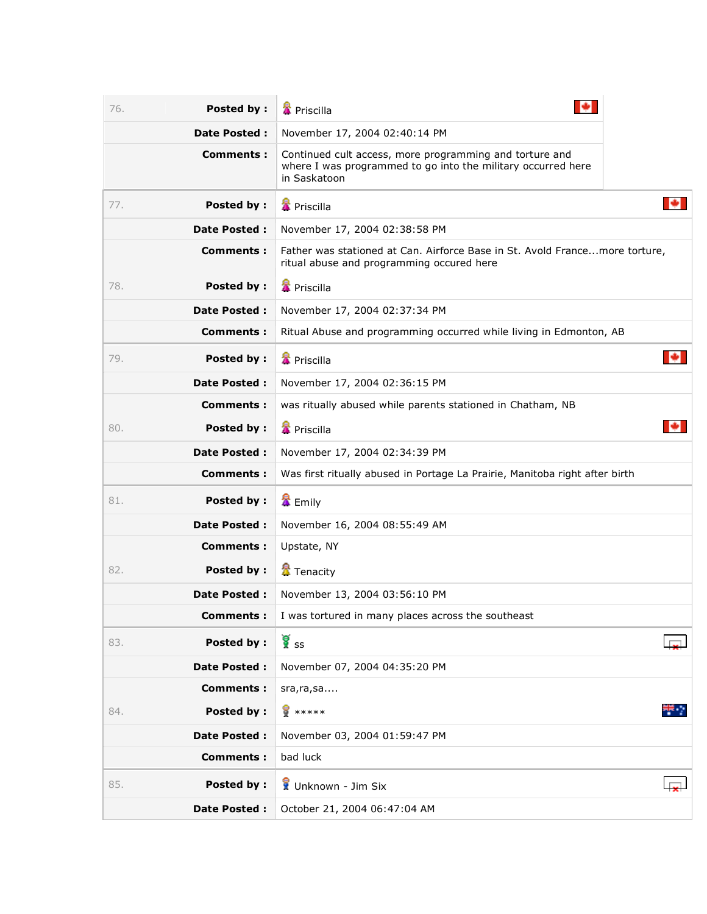| | | |
|---|---|---|
| 76. | **Posted by :** | Priscilla |
| | **Date Posted :** | November 17, 2004 02:40:14 PM |
| | **Comments :** | Continued cult access, more programming and torture and where I was programmed to go into the military occurred here in Saskatoon |
| 77. | **Posted by :** | Priscilla |
| | **Date Posted :** | November 17, 2004 02:38:58 PM |
| | **Comments :** | Father was stationed at Can. Airforce Base in St. Avold France...more torture, ritual abuse and programming occured here |
| 78. | **Posted by :** | Priscilla |
| | **Date Posted :** | November 17, 2004 02:37:34 PM |
| | **Comments :** | Ritual Abuse and programming occurred while living in Edmonton, AB |
| 79. | **Posted by :** | Priscilla |
| | **Date Posted :** | November 17, 2004 02:36:15 PM |
| | **Comments :** | was ritually abused while parents stationed in Chatham, NB |
| 80. | **Posted by :** | Priscilla |
| | **Date Posted :** | November 17, 2004 02:34:39 PM |
| | **Comments :** | Was first ritually abused in Portage La Prairie, Manitoba right after birth |
| 81. | **Posted by :** | Emily |
| | **Date Posted :** | November 16, 2004 08:55:49 AM |
| | **Comments :** | Upstate, NY |
| 82. | **Posted by :** | Tenacity |
| | **Date Posted :** | November 13, 2004 03:56:10 PM |
| | **Comments :** | I was tortured in many places across the southeast |
| 83. | **Posted by :** | ss |
| | **Date Posted :** | November 07, 2004 04:35:20 PM |
| | **Comments :** | sra,ra,sa.... |
| 84. | **Posted by :** | ***** |
| | **Date Posted :** | November 03, 2004 01:59:47 PM |
| | **Comments :** | bad luck |
| 85. | **Posted by :** | Unknown - Jim Six |
| | **Date Posted :** | October 21, 2004 06:47:04 AM |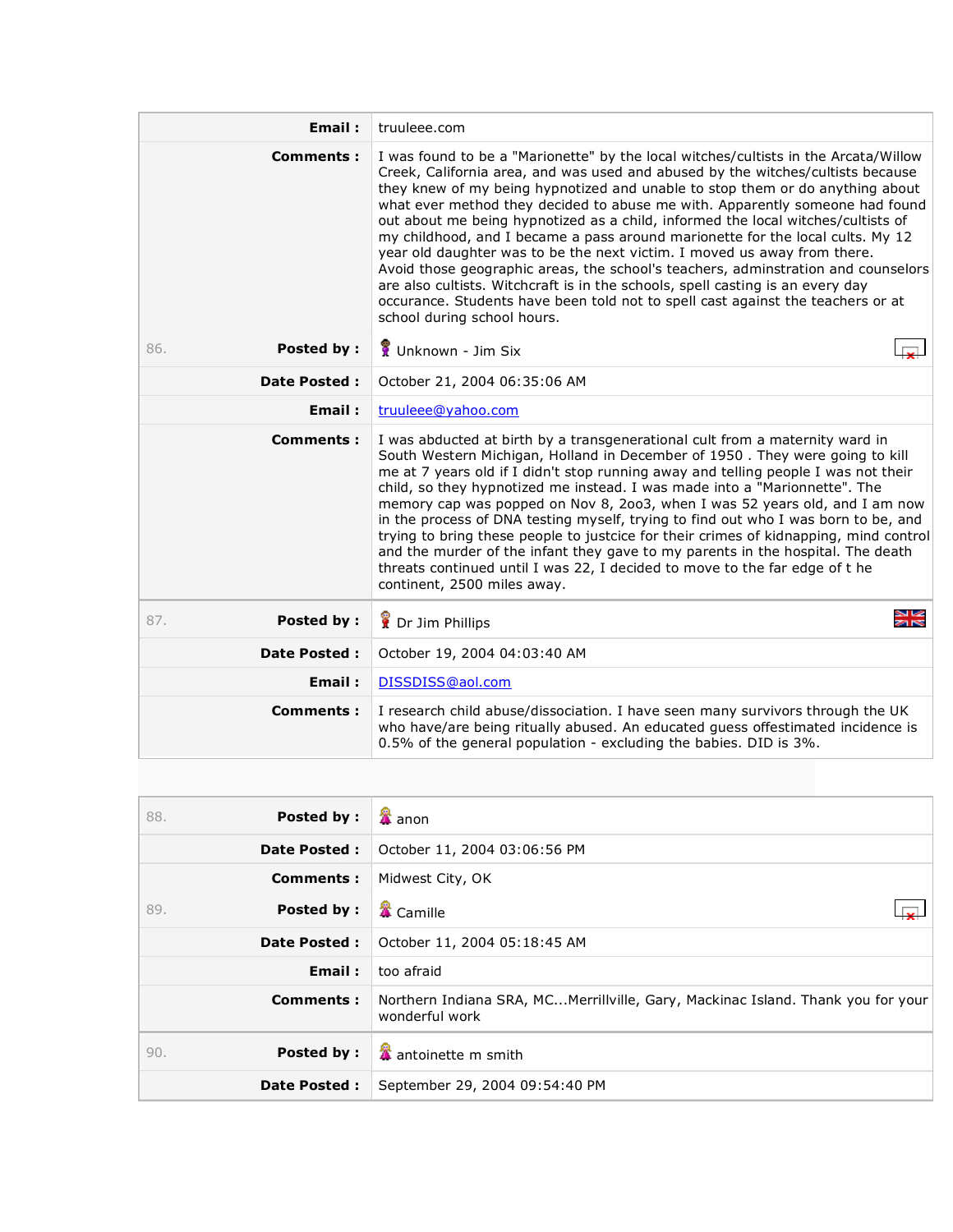| | |
|---|---|
| **Email :** | truuleee.com |
| **Comments :** | I was found to be a "Marionette" by the local witches/cultists in the Arcata/Willow Creek, California area, and was used and abused by the witches/cultists because they knew of my being hypnotized and unable to stop them or do anything about what ever method they decided to abuse me with. Apparently someone had found out about me being hypnotized as a child, informed the local witches/cultists of my childhood, and I became a pass around marionette for the local cults. My 12 year old daughter was to be the next victim. I moved us away from there. Avoid those geographic areas, the school's teachers, adminstration and counselors are also cultists. Witchcraft is in the schools, spell casting is an every day occurance. Students have been told not to spell cast against the teachers or at school during school hours. |

| | | |
|---|---|---|
| 86. | **Posted by :** | Unknown - Jim Six |
| | **Date Posted :** | October 21, 2004 06:35:06 AM |
| | **Email :** | truuleee@yahoo.com |
| | **Comments :** | I was abducted at birth by a transgenerational cult from a maternity ward in South Western Michigan, Holland in December of 1950 . They were going to kill me at 7 years old if I didn't stop running away and telling people I was not their child, so they hypnotized me instead. I was made into a "Marionnette". The memory cap was popped on Nov 8, 2oo3, when I was 52 years old, and I am now in the process of DNA testing myself, trying to find out who I was born to be, and trying to bring these people to justcice for their crimes of kidnapping, mind control and the murder of the infant they gave to my parents in the hospital. The death threats continued until I was 22, I decided to move to the far edge of t he continent, 2500 miles away. |

| | | |
|---|---|---|
| 87. | **Posted by :** | Dr Jim Phillips |
| | **Date Posted :** | October 19, 2004 04:03:40 AM |
| | **Email :** | DISSDISS@aol.com |
| | **Comments :** | I research child abuse/dissociation. I have seen many survivors through the UK who have/are being ritually abused. An educated guess offestimated incidence is 0.5% of the general population - excluding the babies. DID is 3%. |

| | | |
|---|---|---|
| 88. | **Posted by :** | anon |
| | **Date Posted :** | October 11, 2004 03:06:56 PM |
| | **Comments :** | Midwest City, OK |
| 89. | **Posted by :** | Camille |
| | **Date Posted :** | October 11, 2004 05:18:45 AM |
| | **Email :** | too afraid |
| | **Comments :** | Northern Indiana SRA, MC...Merrillville, Gary, Mackinac Island. Thank you for your wonderful work |

| | | |
|---|---|---|
| 90. | **Posted by :** | antoinette m smith |
| | **Date Posted :** | September 29, 2004 09:54:40 PM |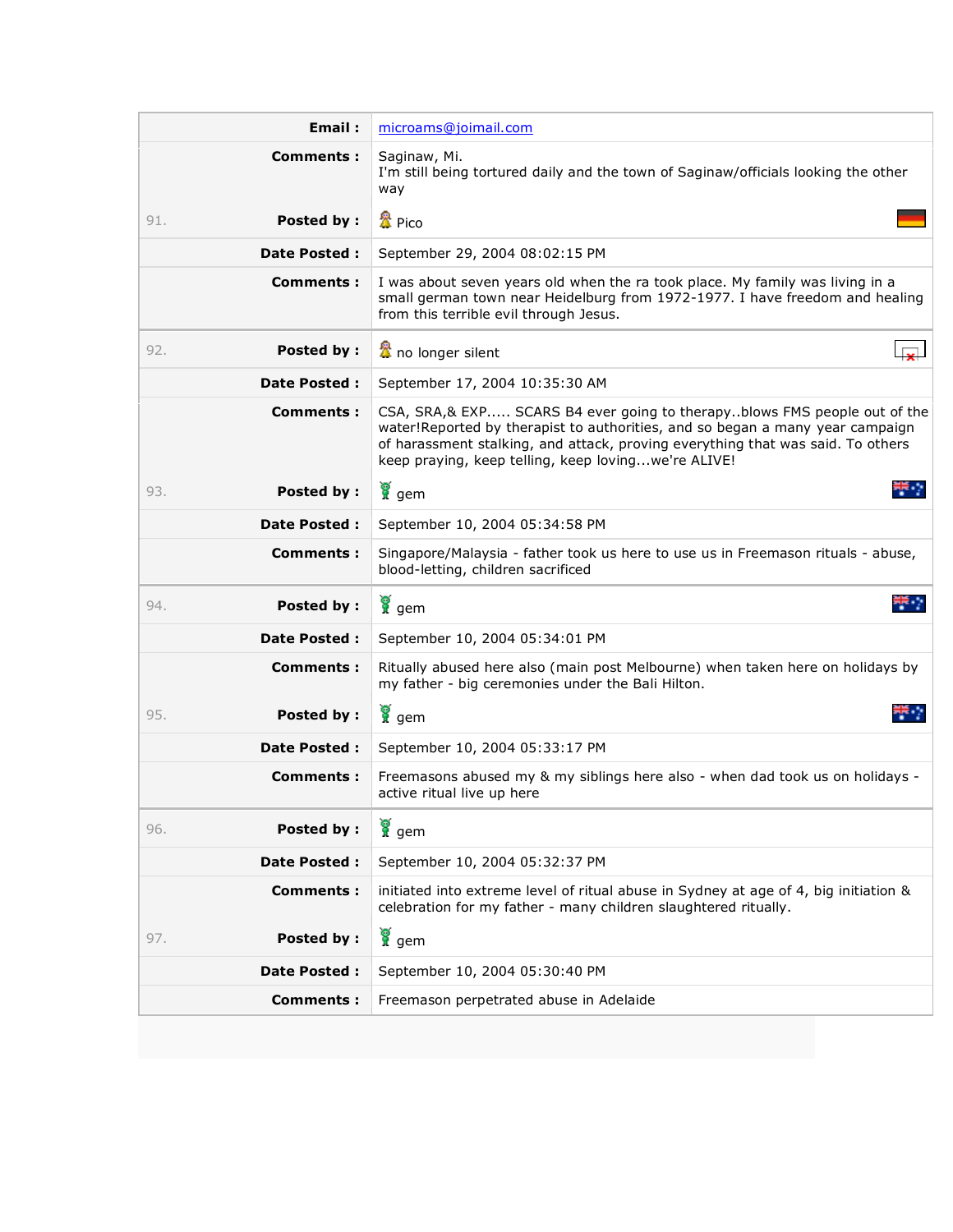| | |
|---|---|
| **Email :** | microams@joimail.com |
| **Comments :** | Saginaw, Mi.<br>I'm still being tortured daily and the town of Saginaw/officials looking the other way |
| 91. **Posted by :** | Pico |
| **Date Posted :** | September 29, 2004 08:02:15 PM |
| **Comments :** | I was about seven years old when the ra took place. My family was living in a small german town near Heidelburg from 1972-1977. I have freedom and healing from this terrible evil through Jesus. |
| 92. **Posted by :** | no longer silent |
| **Date Posted :** | September 17, 2004 10:35:30 AM |
| **Comments :** | CSA, SRA,& EXP..... SCARS B4 ever going to therapy..blows FMS people out of the water!Reported by therapist to authorities, and so began a many year campaign of harassment stalking, and attack, proving everything that was said. To others keep praying, keep telling, keep loving...we're ALIVE! |
| 93. **Posted by :** | gem |
| **Date Posted :** | September 10, 2004 05:34:58 PM |
| **Comments :** | Singapore/Malaysia - father took us here to use us in Freemason rituals - abuse, blood-letting, children sacrificed |
| 94. **Posted by :** | gem |
| **Date Posted :** | September 10, 2004 05:34:01 PM |
| **Comments :** | Ritually abused here also (main post Melbourne) when taken here on holidays by my father - big ceremonies under the Bali Hilton. |
| 95. **Posted by :** | gem |
| **Date Posted :** | September 10, 2004 05:33:17 PM |
| **Comments :** | Freemasons abused my & my siblings here also - when dad took us on holidays - active ritual live up here |
| 96. **Posted by :** | gem |
| **Date Posted :** | September 10, 2004 05:32:37 PM |
| **Comments :** | initiated into extreme level of ritual abuse in Sydney at age of 4, big initiation & celebration for my father - many children slaughtered ritually. |
| 97. **Posted by :** | gem |
| **Date Posted :** | September 10, 2004 05:30:40 PM |
| **Comments :** | Freemason perpetrated abuse in Adelaide |